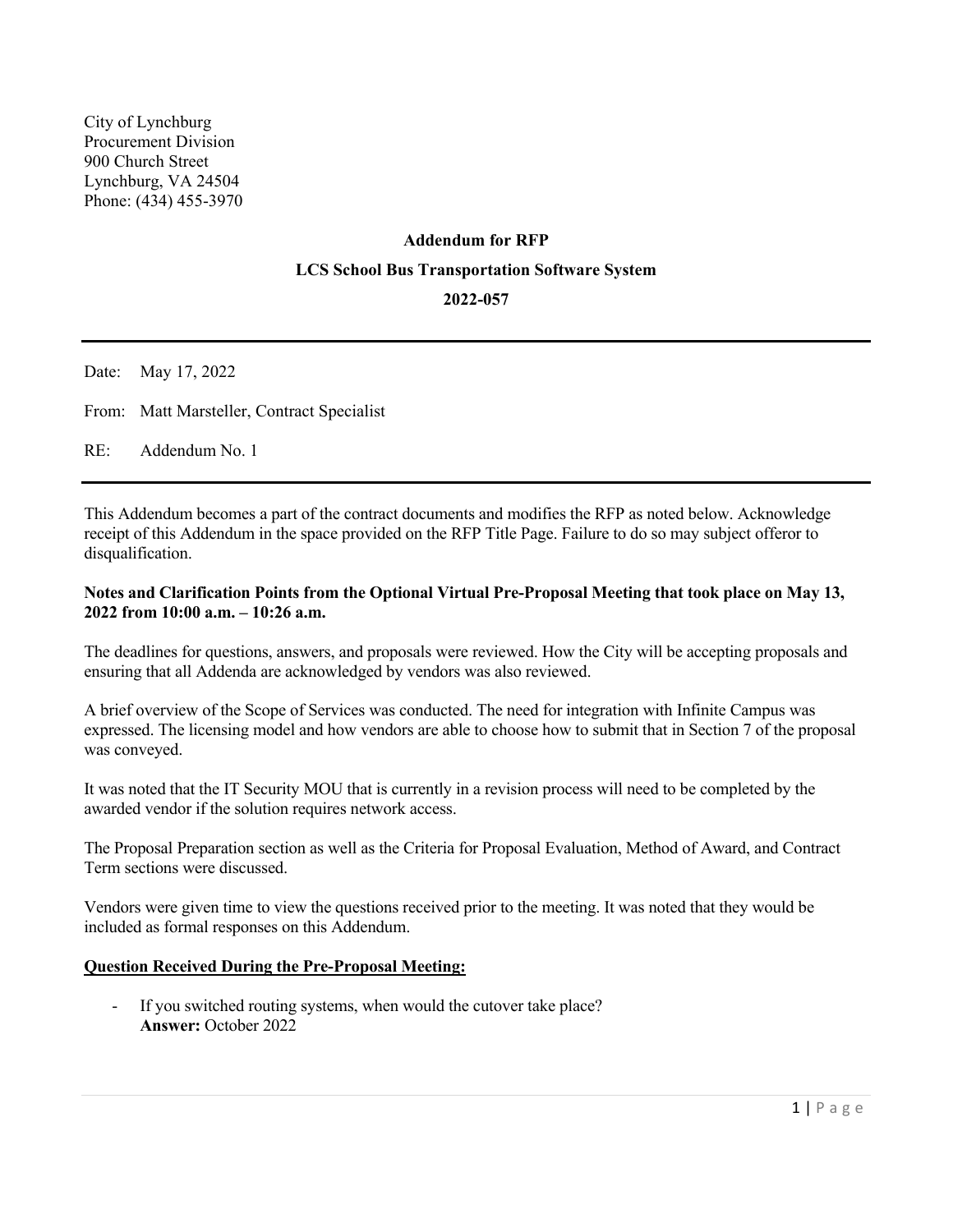City of Lynchburg
Procurement Division
900 Church Street
Lynchburg, VA 24504
Phone: (434) 455-3970

**Addendum for RFP**

**LCS School Bus Transportation Software System**

**2022-057**

---

Date: May 17, 2022

From: Matt Marsteller, Contract Specialist

RE: Addendum No. 1

---

This Addendum becomes a part of the contract documents and modifies the RFP as noted below. Acknowledge receipt of this Addendum in the space provided on the RFP Title Page. Failure to do so may subject offeror to disqualification.

**Notes and Clarification Points from the Optional Virtual Pre-Proposal Meeting that took place on May 13, 2022 from 10:00 a.m. – 10:26 a.m.**

The deadlines for questions, answers, and proposals were reviewed. How the City will be accepting proposals and ensuring that all Addenda are acknowledged by vendors was also reviewed.

A brief overview of the Scope of Services was conducted. The need for integration with Infinite Campus was expressed. The licensing model and how vendors are able to choose how to submit that in Section 7 of the proposal was conveyed.

It was noted that the IT Security MOU that is currently in a revision process will need to be completed by the awarded vendor if the solution requires network access.

The Proposal Preparation section as well as the Criteria for Proposal Evaluation, Method of Award, and Contract Term sections were discussed.

Vendors were given time to view the questions received prior to the meeting. It was noted that they would be included as formal responses on this Addendum.

**Question Received During the Pre-Proposal Meeting:**

- If you switched routing systems, when would the cutover take place?
  **Answer:** October 2022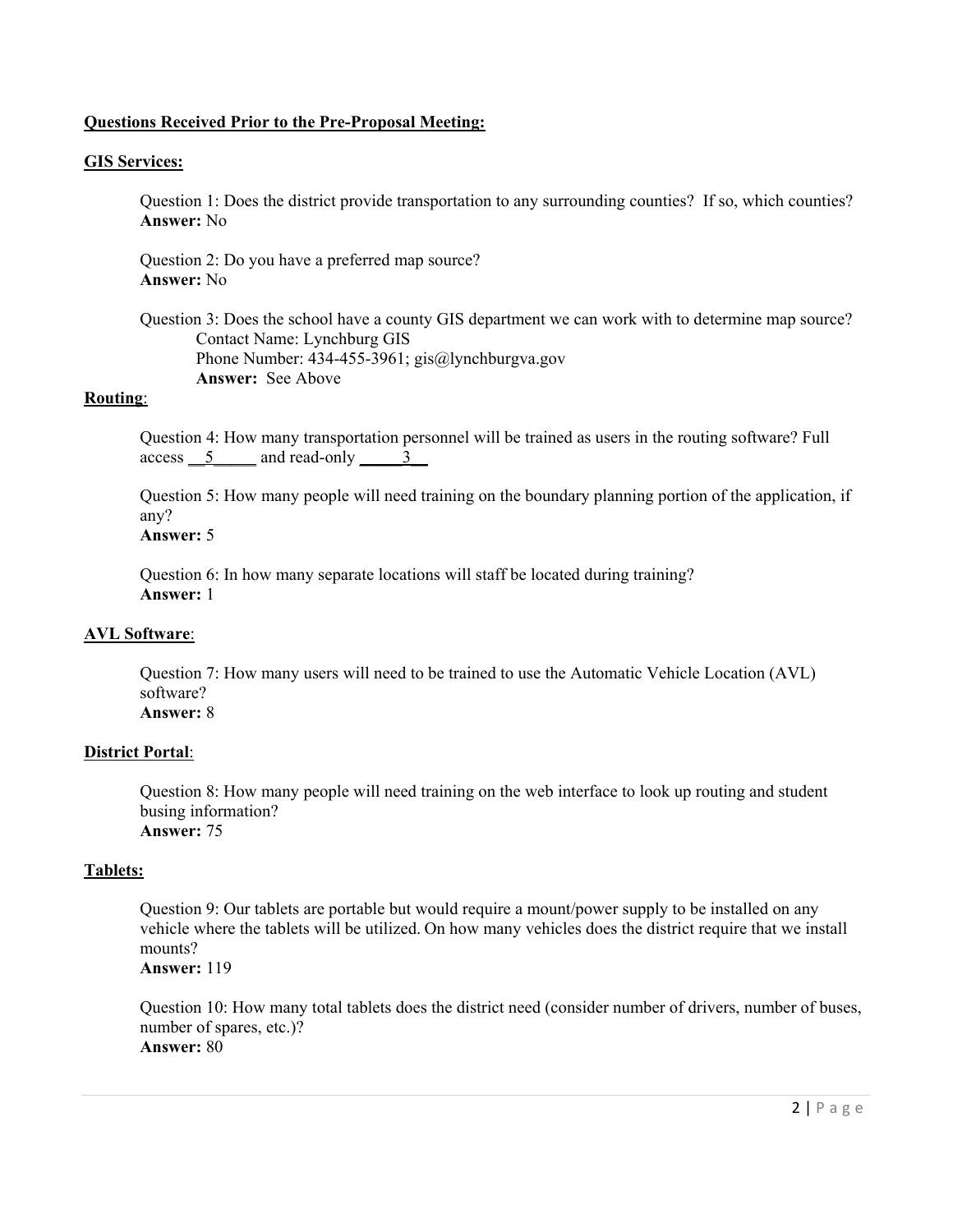**<u>Questions Received Prior to the Pre-Proposal Meeting:</u>**

**<u>GIS Services:</u>**

Question 1: Does the district provide transportation to any surrounding counties? If so, which counties?
**Answer:** No

Question 2: Do you have a preferred map source?
**Answer:** No

Question 3: Does the school have a county GIS department we can work with to determine map source?
Contact Name: Lynchburg GIS
Phone Number: 434-455-3961; gis@lynchburgva.gov
**Answer:** See Above

**<u>Routing</u>**:

Question 4: How many transportation personnel will be trained as users in the routing software? Full access __5_____ and read-only _____3__

Question 5: How many people will need training on the boundary planning portion of the application, if any?
**Answer:** 5

Question 6: In how many separate locations will staff be located during training?
**Answer:** 1

**<u>AVL Software</u>**:

Question 7: How many users will need to be trained to use the Automatic Vehicle Location (AVL) software?
**Answer:** 8

**<u>District Portal</u>**:

Question 8: How many people will need training on the web interface to look up routing and student busing information?
**Answer:** 75

**<u>Tablets:</u>**

Question 9: Our tablets are portable but would require a mount/power supply to be installed on any vehicle where the tablets will be utilized. On how many vehicles does the district require that we install mounts?
**Answer:** 119

Question 10: How many total tablets does the district need (consider number of drivers, number of buses, number of spares, etc.)?
**Answer:** 80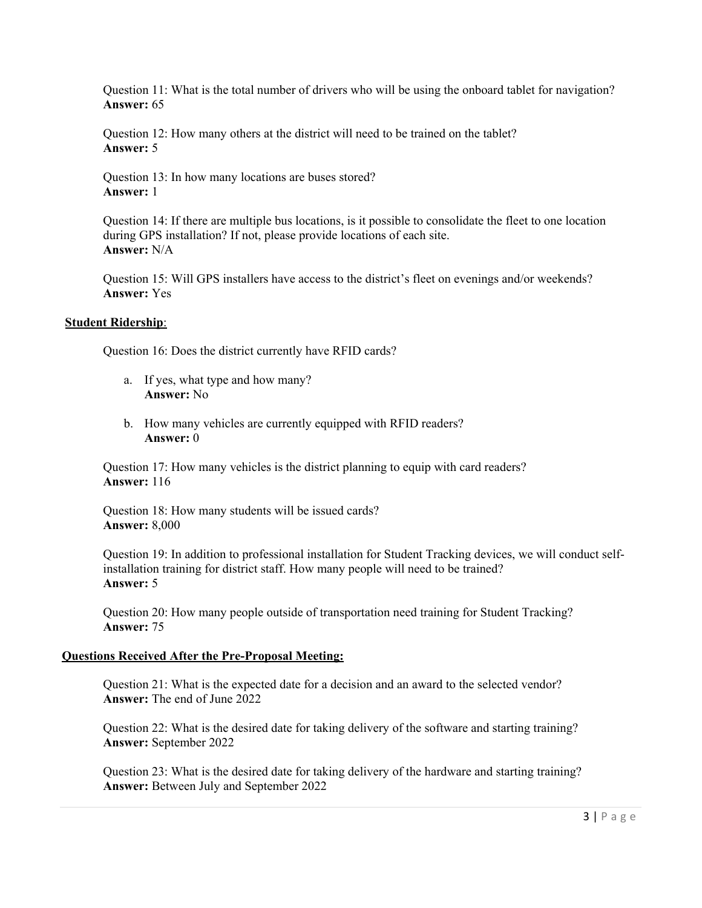Question 11: What is the total number of drivers who will be using the onboard tablet for navigation?
**Answer:** 65

Question 12: How many others at the district will need to be trained on the tablet?
**Answer:** 5

Question 13: In how many locations are buses stored?
**Answer:** 1

Question 14: If there are multiple bus locations, is it possible to consolidate the fleet to one location during GPS installation? If not, please provide locations of each site.
**Answer:** N/A

Question 15: Will GPS installers have access to the district's fleet on evenings and/or weekends?
**Answer:** Yes

**Student Ridership**:

Question 16: Does the district currently have RFID cards?

a. If yes, what type and how many?
   **Answer:** No

b. How many vehicles are currently equipped with RFID readers?
   **Answer:** 0

Question 17: How many vehicles is the district planning to equip with card readers?
**Answer:** 116

Question 18: How many students will be issued cards?
**Answer:** 8,000

Question 19: In addition to professional installation for Student Tracking devices, we will conduct self-installation training for district staff. How many people will need to be trained?
**Answer:** 5

Question 20: How many people outside of transportation need training for Student Tracking?
**Answer:** 75

**Questions Received After the Pre-Proposal Meeting:**

Question 21: What is the expected date for a decision and an award to the selected vendor?
**Answer:** The end of June 2022

Question 22: What is the desired date for taking delivery of the software and starting training?
**Answer:** September 2022

Question 23: What is the desired date for taking delivery of the hardware and starting training?
**Answer:** Between July and September 2022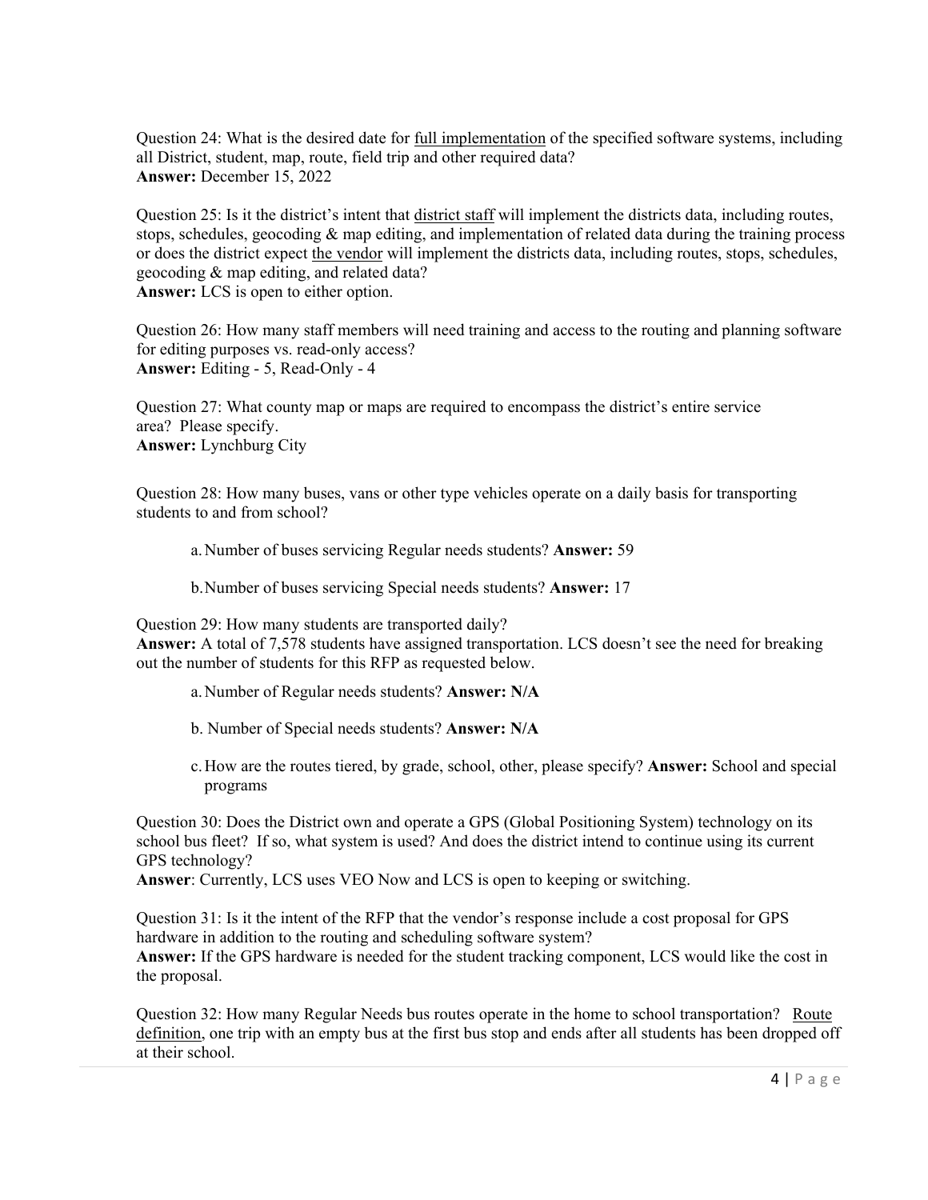Question 24: What is the desired date for <u>full implementation</u> of the specified software systems, including all District, student, map, route, field trip and other required data?
**Answer:** December 15, 2022

Question 25: Is it the district's intent that <u>district staff</u> will implement the districts data, including routes, stops, schedules, geocoding & map editing, and implementation of related data during the training process or does the district expect <u>the vendor</u> will implement the districts data, including routes, stops, schedules, geocoding & map editing, and related data?
**Answer:** LCS is open to either option.

Question 26: How many staff members will need training and access to the routing and planning software for editing purposes vs. read-only access?
**Answer:** Editing - 5, Read-Only - 4

Question 27: What county map or maps are required to encompass the district's entire service area? Please specify.
**Answer:** Lynchburg City

Question 28: How many buses, vans or other type vehicles operate on a daily basis for transporting students to and from school?

a. Number of buses servicing Regular needs students? **Answer:** 59

b. Number of buses servicing Special needs students? **Answer:** 17

Question 29: How many students are transported daily?
**Answer:** A total of 7,578 students have assigned transportation. LCS doesn't see the need for breaking out the number of students for this RFP as requested below.

a. Number of Regular needs students? **Answer: N/A**

b. Number of Special needs students? **Answer: N/A**

c. How are the routes tiered, by grade, school, other, please specify? **Answer:** School and special programs

Question 30: Does the District own and operate a GPS (Global Positioning System) technology on its school bus fleet? If so, what system is used? And does the district intend to continue using its current GPS technology?
**Answer**: Currently, LCS uses VEO Now and LCS is open to keeping or switching.

Question 31: Is it the intent of the RFP that the vendor's response include a cost proposal for GPS hardware in addition to the routing and scheduling software system?
**Answer:** If the GPS hardware is needed for the student tracking component, LCS would like the cost in the proposal.

Question 32: How many Regular Needs bus routes operate in the home to school transportation? <u>Route definition</u>, one trip with an empty bus at the first bus stop and ends after all students has been dropped off at their school.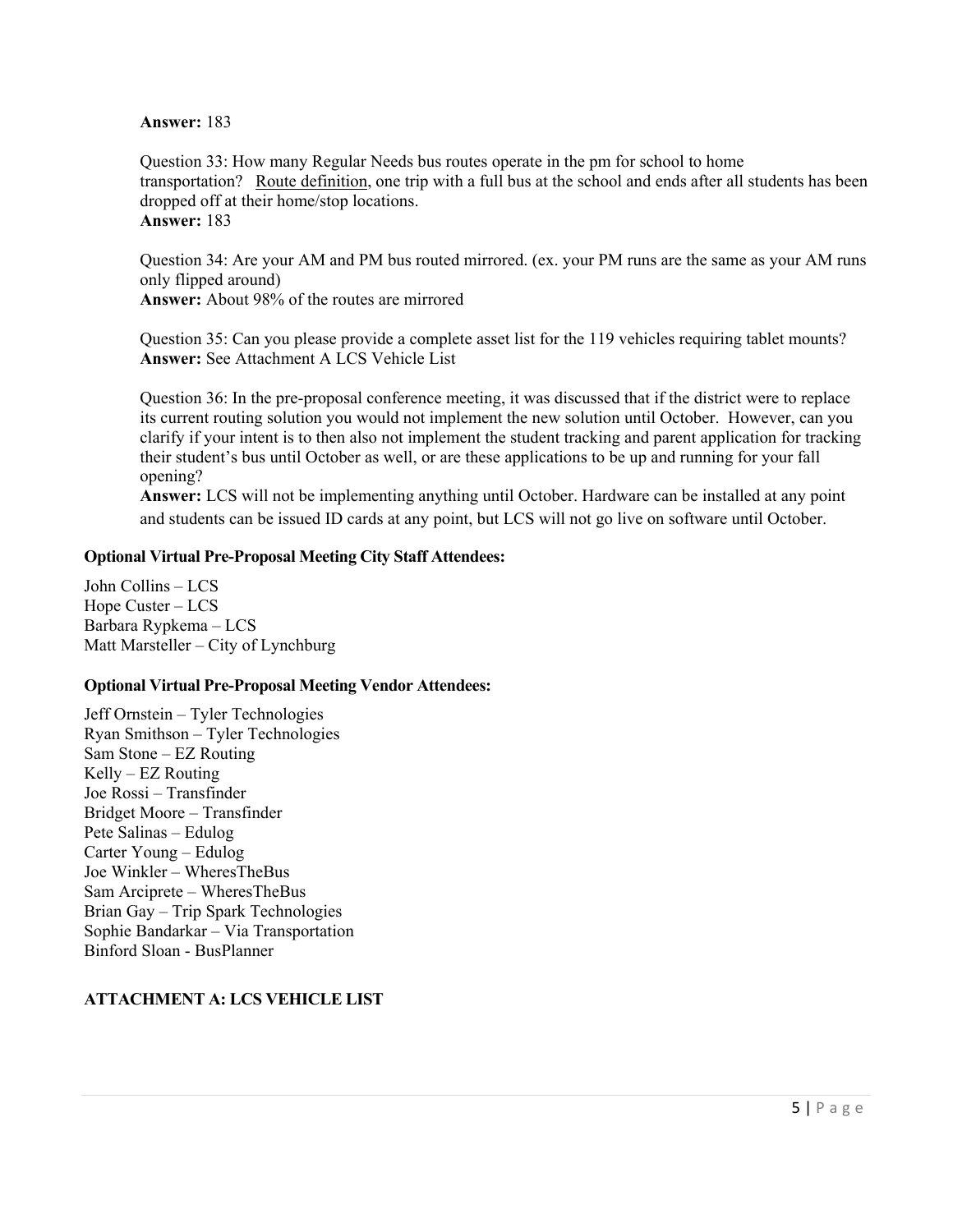**Answer:** 183

Question 33: How many Regular Needs bus routes operate in the pm for school to home transportation? Route definition, one trip with a full bus at the school and ends after all students has been dropped off at their home/stop locations.
**Answer:** 183

Question 34: Are your AM and PM bus routed mirrored. (ex. your PM runs are the same as your AM runs only flipped around)
**Answer:** About 98% of the routes are mirrored

Question 35: Can you please provide a complete asset list for the 119 vehicles requiring tablet mounts?
**Answer:** See Attachment A LCS Vehicle List

Question 36: In the pre-proposal conference meeting, it was discussed that if the district were to replace its current routing solution you would not implement the new solution until October. However, can you clarify if your intent is to then also not implement the student tracking and parent application for tracking their student's bus until October as well, or are these applications to be up and running for your fall opening?
**Answer:** LCS will not be implementing anything until October. Hardware can be installed at any point and students can be issued ID cards at any point, but LCS will not go live on software until October.

**Optional Virtual Pre-Proposal Meeting City Staff Attendees:**

John Collins – LCS
Hope Custer – LCS
Barbara Rypkema – LCS
Matt Marsteller – City of Lynchburg

**Optional Virtual Pre-Proposal Meeting Vendor Attendees:**

Jeff Ornstein – Tyler Technologies
Ryan Smithson – Tyler Technologies
Sam Stone – EZ Routing
Kelly – EZ Routing
Joe Rossi – Transfinder
Bridget Moore – Transfinder
Pete Salinas – Edulog
Carter Young – Edulog
Joe Winkler – WheresTheBus
Sam Arciprete – WheresTheBus
Brian Gay – Trip Spark Technologies
Sophie Bandarkar – Via Transportation
Binford Sloan - BusPlanner

**ATTACHMENT A: LCS VEHICLE LIST**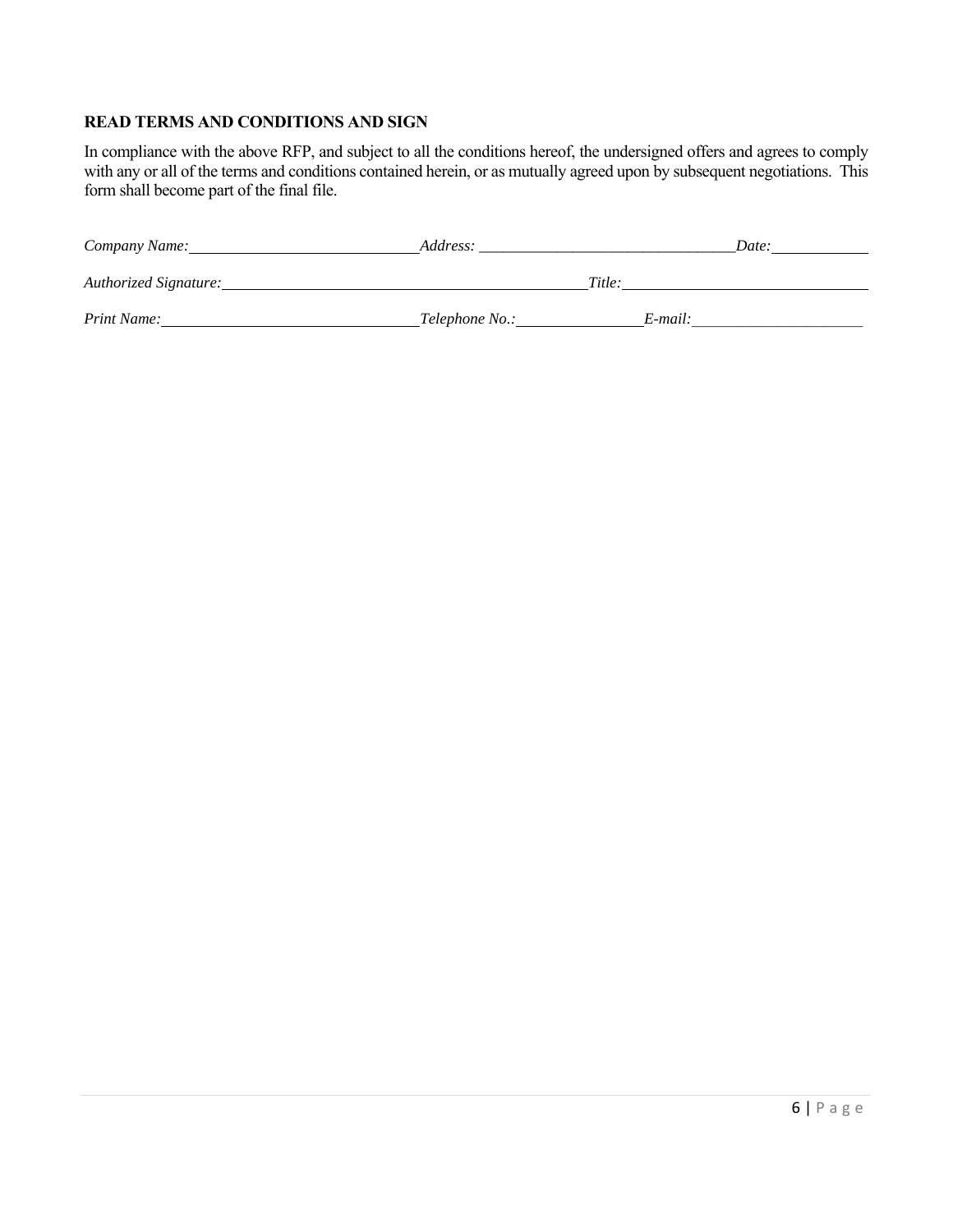**READ TERMS AND CONDITIONS AND SIGN**

In compliance with the above RFP, and subject to all the conditions hereof, the undersigned offers and agrees to comply with any or all of the terms and conditions contained herein, or as mutually agreed upon by subsequent negotiations. This form shall become part of the final file.

*Company Name:* ______________________________ *Address:* ________________________________ *Date:* ____________

*Authorized Signature:* ______________________________________________ *Title:* ______________________________

*Print Name:* ________________________________ *Telephone No.:* ________________ *E-mail:* ______________________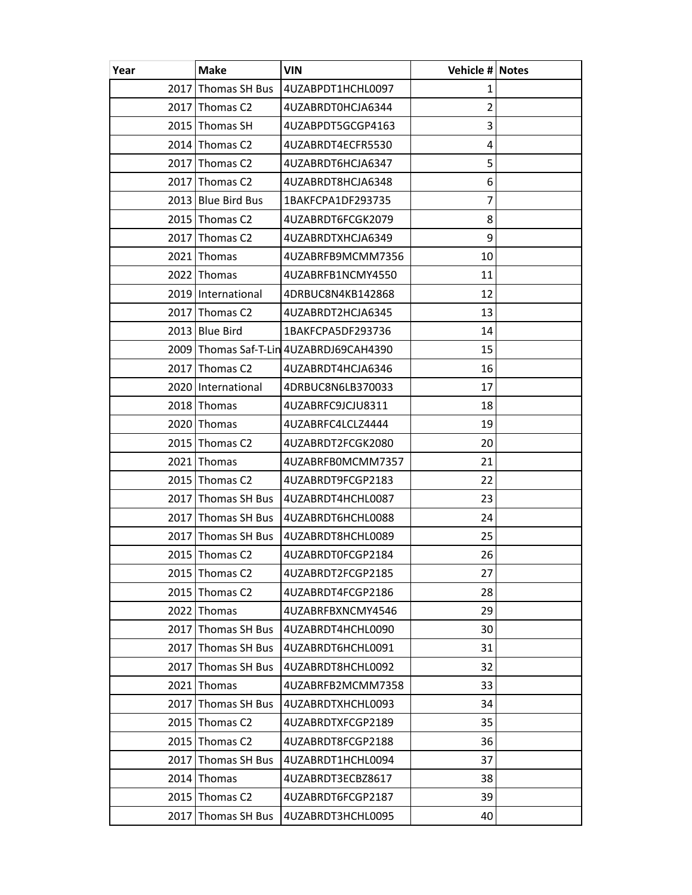| Year | Make | VIN | Vehicle # | Notes |
|---|---|---|---|---|
| 2017 | Thomas SH Bus | 4UZABPDT1HCHL0097 | 1 | |
| 2017 | Thomas C2 | 4UZABRDT0HCJA6344 | 2 | |
| 2015 | Thomas SH | 4UZABPDT5GCGP4163 | 3 | |
| 2014 | Thomas C2 | 4UZABRDT4ECFR5530 | 4 | |
| 2017 | Thomas C2 | 4UZABRDT6HCJA6347 | 5 | |
| 2017 | Thomas C2 | 4UZABRDT8HCJA6348 | 6 | |
| 2013 | Blue Bird Bus | 1BAKFCPA1DF293735 | 7 | |
| 2015 | Thomas C2 | 4UZABRDT6FCGK2079 | 8 | |
| 2017 | Thomas C2 | 4UZABRDTXHCJA6349 | 9 | |
| 2021 | Thomas | 4UZABRFB9MCMM7356 | 10 | |
| 2022 | Thomas | 4UZABRFB1NCMY4550 | 11 | |
| 2019 | International | 4DRBUC8N4KB142868 | 12 | |
| 2017 | Thomas C2 | 4UZABRDT2HCJA6345 | 13 | |
| 2013 | Blue Bird | 1BAKFCPA5DF293736 | 14 | |
| 2009 | Thomas Saf-T-Lin | 4UZABRDJ69CAH4390 | 15 | |
| 2017 | Thomas C2 | 4UZABRDT4HCJA6346 | 16 | |
| 2020 | International | 4DRBUC8N6LB370033 | 17 | |
| 2018 | Thomas | 4UZABRFC9JCJU8311 | 18 | |
| 2020 | Thomas | 4UZABRFC4LCLZ4444 | 19 | |
| 2015 | Thomas C2 | 4UZABRDT2FCGK2080 | 20 | |
| 2021 | Thomas | 4UZABRFB0MCMM7357 | 21 | |
| 2015 | Thomas C2 | 4UZABRDT9FCGP2183 | 22 | |
| 2017 | Thomas SH Bus | 4UZABRDT4HCHL0087 | 23 | |
| 2017 | Thomas SH Bus | 4UZABRDT6HCHL0088 | 24 | |
| 2017 | Thomas SH Bus | 4UZABRDT8HCHL0089 | 25 | |
| 2015 | Thomas C2 | 4UZABRDT0FCGP2184 | 26 | |
| 2015 | Thomas C2 | 4UZABRDT2FCGP2185 | 27 | |
| 2015 | Thomas C2 | 4UZABRDT4FCGP2186 | 28 | |
| 2022 | Thomas | 4UZABRFBXNCMY4546 | 29 | |
| 2017 | Thomas SH Bus | 4UZABRDT4HCHL0090 | 30 | |
| 2017 | Thomas SH Bus | 4UZABRDT6HCHL0091 | 31 | |
| 2017 | Thomas SH Bus | 4UZABRDT8HCHL0092 | 32 | |
| 2021 | Thomas | 4UZABRFB2MCMM7358 | 33 | |
| 2017 | Thomas SH Bus | 4UZABRDTXHCHL0093 | 34 | |
| 2015 | Thomas C2 | 4UZABRDTXFCGP2189 | 35 | |
| 2015 | Thomas C2 | 4UZABRDT8FCGP2188 | 36 | |
| 2017 | Thomas SH Bus | 4UZABRDT1HCHL0094 | 37 | |
| 2014 | Thomas | 4UZABRDT3ECBZ8617 | 38 | |
| 2015 | Thomas C2 | 4UZABRDT6FCGP2187 | 39 | |
| 2017 | Thomas SH Bus | 4UZABRDT3HCHL0095 | 40 | |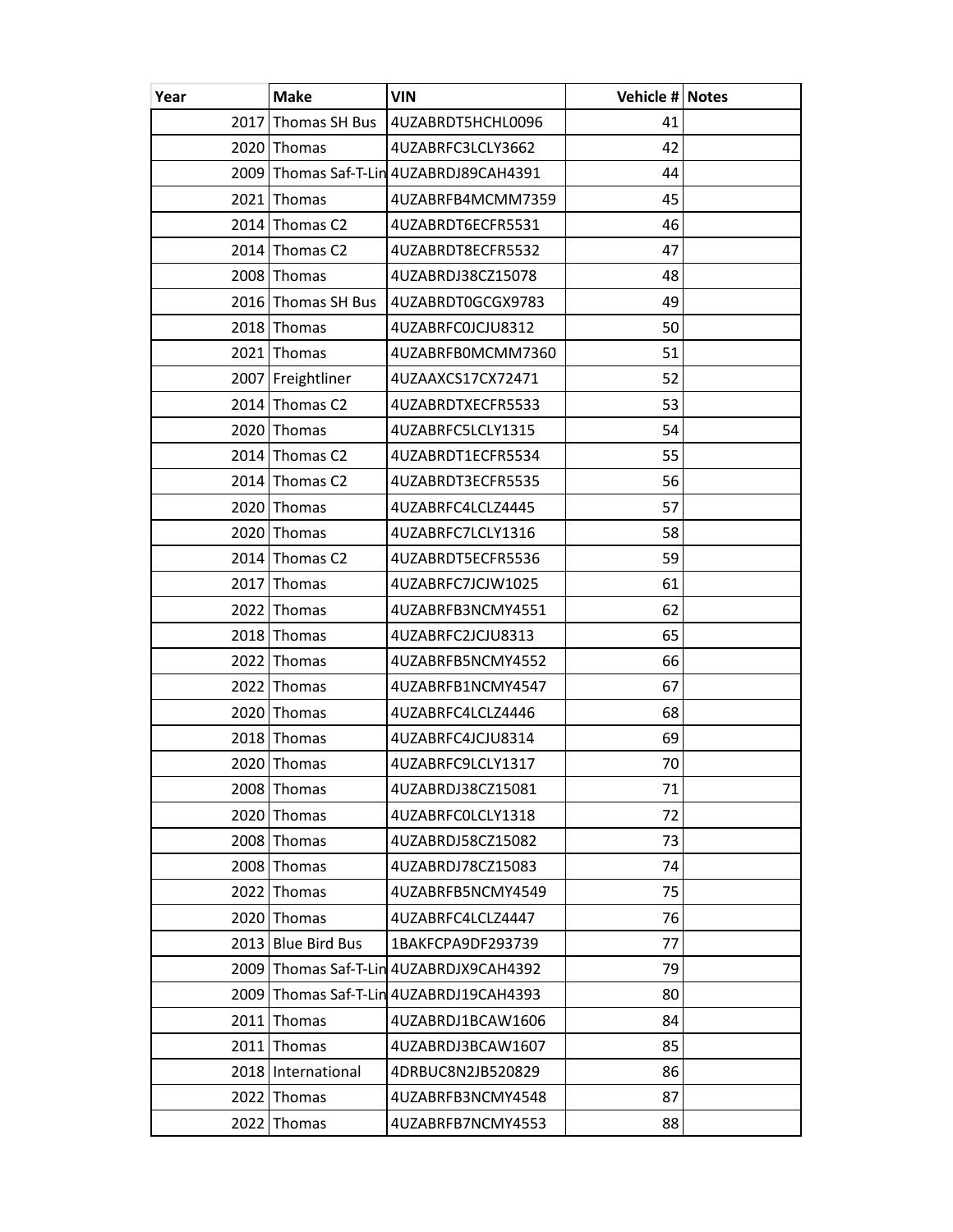| Year | Make | VIN | Vehicle # | Notes |
| --- | --- | --- | --- | --- |
| 2017 | Thomas SH Bus | 4UZABRDT5HCHL0096 | 41 | |
| 2020 | Thomas | 4UZABRFC3LCLY3662 | 42 | |
| 2009 | Thomas Saf-T-Lin | 4UZABRDJ89CAH4391 | 44 | |
| 2021 | Thomas | 4UZABRFB4MCMM7359 | 45 | |
| 2014 | Thomas C2 | 4UZABRDT6ECFR5531 | 46 | |
| 2014 | Thomas C2 | 4UZABRDT8ECFR5532 | 47 | |
| 2008 | Thomas | 4UZABRDJ38CZ15078 | 48 | |
| 2016 | Thomas SH Bus | 4UZABRDT0GCGX9783 | 49 | |
| 2018 | Thomas | 4UZABRFC0JCJU8312 | 50 | |
| 2021 | Thomas | 4UZABRFB0MCMM7360 | 51 | |
| 2007 | Freightliner | 4UZAAXCS17CX72471 | 52 | |
| 2014 | Thomas C2 | 4UZABRDTXECFR5533 | 53 | |
| 2020 | Thomas | 4UZABRFC5LCLY1315 | 54 | |
| 2014 | Thomas C2 | 4UZABRDT1ECFR5534 | 55 | |
| 2014 | Thomas C2 | 4UZABRDT3ECFR5535 | 56 | |
| 2020 | Thomas | 4UZABRFC4LCLZ4445 | 57 | |
| 2020 | Thomas | 4UZABRFC7LCLY1316 | 58 | |
| 2014 | Thomas C2 | 4UZABRDT5ECFR5536 | 59 | |
| 2017 | Thomas | 4UZABRFC7JCJW1025 | 61 | |
| 2022 | Thomas | 4UZABRFB3NCMY4551 | 62 | |
| 2018 | Thomas | 4UZABRFC2JCJU8313 | 65 | |
| 2022 | Thomas | 4UZABRFB5NCMY4552 | 66 | |
| 2022 | Thomas | 4UZABRFB1NCMY4547 | 67 | |
| 2020 | Thomas | 4UZABRFC4LCLZ4446 | 68 | |
| 2018 | Thomas | 4UZABRFC4JCJU8314 | 69 | |
| 2020 | Thomas | 4UZABRFC9LCLY1317 | 70 | |
| 2008 | Thomas | 4UZABRDJ38CZ15081 | 71 | |
| 2020 | Thomas | 4UZABRFC0LCLY1318 | 72 | |
| 2008 | Thomas | 4UZABRDJ58CZ15082 | 73 | |
| 2008 | Thomas | 4UZABRDJ78CZ15083 | 74 | |
| 2022 | Thomas | 4UZABRFB5NCMY4549 | 75 | |
| 2020 | Thomas | 4UZABRFC4LCLZ4447 | 76 | |
| 2013 | Blue Bird Bus | 1BAKFCPA9DF293739 | 77 | |
| 2009 | Thomas Saf-T-Lin | 4UZABRDJX9CAH4392 | 79 | |
| 2009 | Thomas Saf-T-Lin | 4UZABRDJ19CAH4393 | 80 | |
| 2011 | Thomas | 4UZABRDJ1BCAW1606 | 84 | |
| 2011 | Thomas | 4UZABRDJ3BCAW1607 | 85 | |
| 2018 | International | 4DRBUC8N2JB520829 | 86 | |
| 2022 | Thomas | 4UZABRFB3NCMY4548 | 87 | |
| 2022 | Thomas | 4UZABRFB7NCMY4553 | 88 | |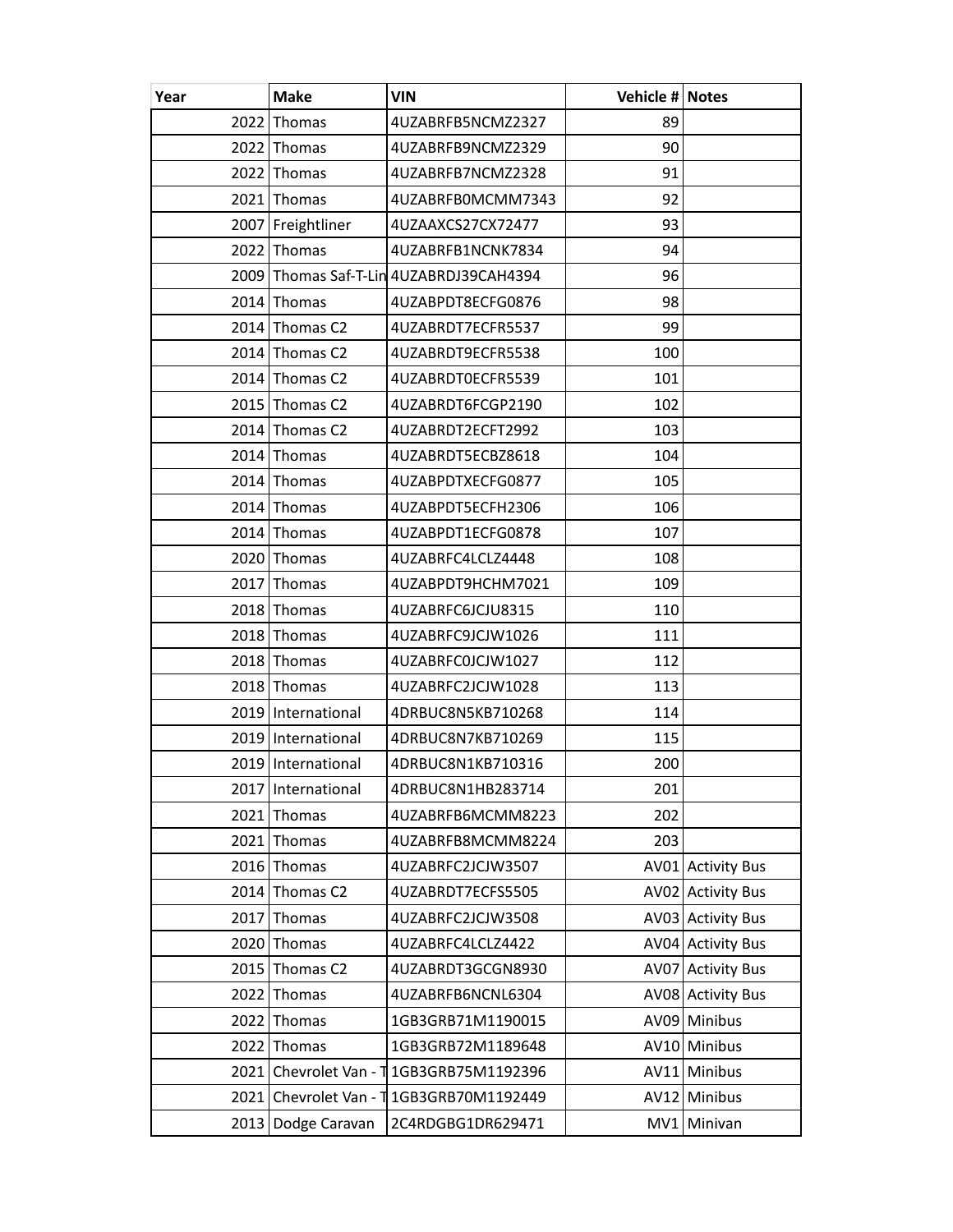| Year | Make | VIN | Vehicle # | Notes |
|---|---|---|---|---|
| 2022 | Thomas | 4UZABRFB5NCMZ2327 | 89 | |
| 2022 | Thomas | 4UZABRFB9NCMZ2329 | 90 | |
| 2022 | Thomas | 4UZABRFB7NCMZ2328 | 91 | |
| 2021 | Thomas | 4UZABRFB0MCMM7343 | 92 | |
| 2007 | Freightliner | 4UZAAXCS27CX72477 | 93 | |
| 2022 | Thomas | 4UZABRFB1NCNK7834 | 94 | |
| 2009 | Thomas Saf-T-Lin | 4UZABRDJ39CAH4394 | 96 | |
| 2014 | Thomas | 4UZABPDT8ECFG0876 | 98 | |
| 2014 | Thomas C2 | 4UZABRDT7ECFR5537 | 99 | |
| 2014 | Thomas C2 | 4UZABRDT9ECFR5538 | 100 | |
| 2014 | Thomas C2 | 4UZABRDT0ECFR5539 | 101 | |
| 2015 | Thomas C2 | 4UZABRDT6FCGP2190 | 102 | |
| 2014 | Thomas C2 | 4UZABRDT2ECFT2992 | 103 | |
| 2014 | Thomas | 4UZABRDT5ECBZ8618 | 104 | |
| 2014 | Thomas | 4UZABPDTXECFG0877 | 105 | |
| 2014 | Thomas | 4UZABPDT5ECFH2306 | 106 | |
| 2014 | Thomas | 4UZABPDT1ECFG0878 | 107 | |
| 2020 | Thomas | 4UZABRFC4LCLZ4448 | 108 | |
| 2017 | Thomas | 4UZABPDT9HCHM7021 | 109 | |
| 2018 | Thomas | 4UZABRFC6JCJU8315 | 110 | |
| 2018 | Thomas | 4UZABRFC9JCJW1026 | 111 | |
| 2018 | Thomas | 4UZABRFC0JCJW1027 | 112 | |
| 2018 | Thomas | 4UZABRFC2JCJW1028 | 113 | |
| 2019 | International | 4DRBUC8N5KB710268 | 114 | |
| 2019 | International | 4DRBUC8N7KB710269 | 115 | |
| 2019 | International | 4DRBUC8N1KB710316 | 200 | |
| 2017 | International | 4DRBUC8N1HB283714 | 201 | |
| 2021 | Thomas | 4UZABRFB6MCMM8223 | 202 | |
| 2021 | Thomas | 4UZABRFB8MCMM8224 | 203 | |
| 2016 | Thomas | 4UZABRFC2JCJW3507 | AV01 | Activity Bus |
| 2014 | Thomas C2 | 4UZABRDT7ECFS5505 | AV02 | Activity Bus |
| 2017 | Thomas | 4UZABRFC2JCJW3508 | AV03 | Activity Bus |
| 2020 | Thomas | 4UZABRFC4LCLZ4422 | AV04 | Activity Bus |
| 2015 | Thomas C2 | 4UZABRDT3GCGN8930 | AV07 | Activity Bus |
| 2022 | Thomas | 4UZABRFB6NCNL6304 | AV08 | Activity Bus |
| 2022 | Thomas | 1GB3GRB71M1190015 | AV09 | Minibus |
| 2022 | Thomas | 1GB3GRB72M1189648 | AV10 | Minibus |
| 2021 | Chevrolet Van - T | 1GB3GRB75M1192396 | AV11 | Minibus |
| 2021 | Chevrolet Van - T | 1GB3GRB70M1192449 | AV12 | Minibus |
| 2013 | Dodge Caravan | 2C4RDGBG1DR629471 | MV1 | Minivan |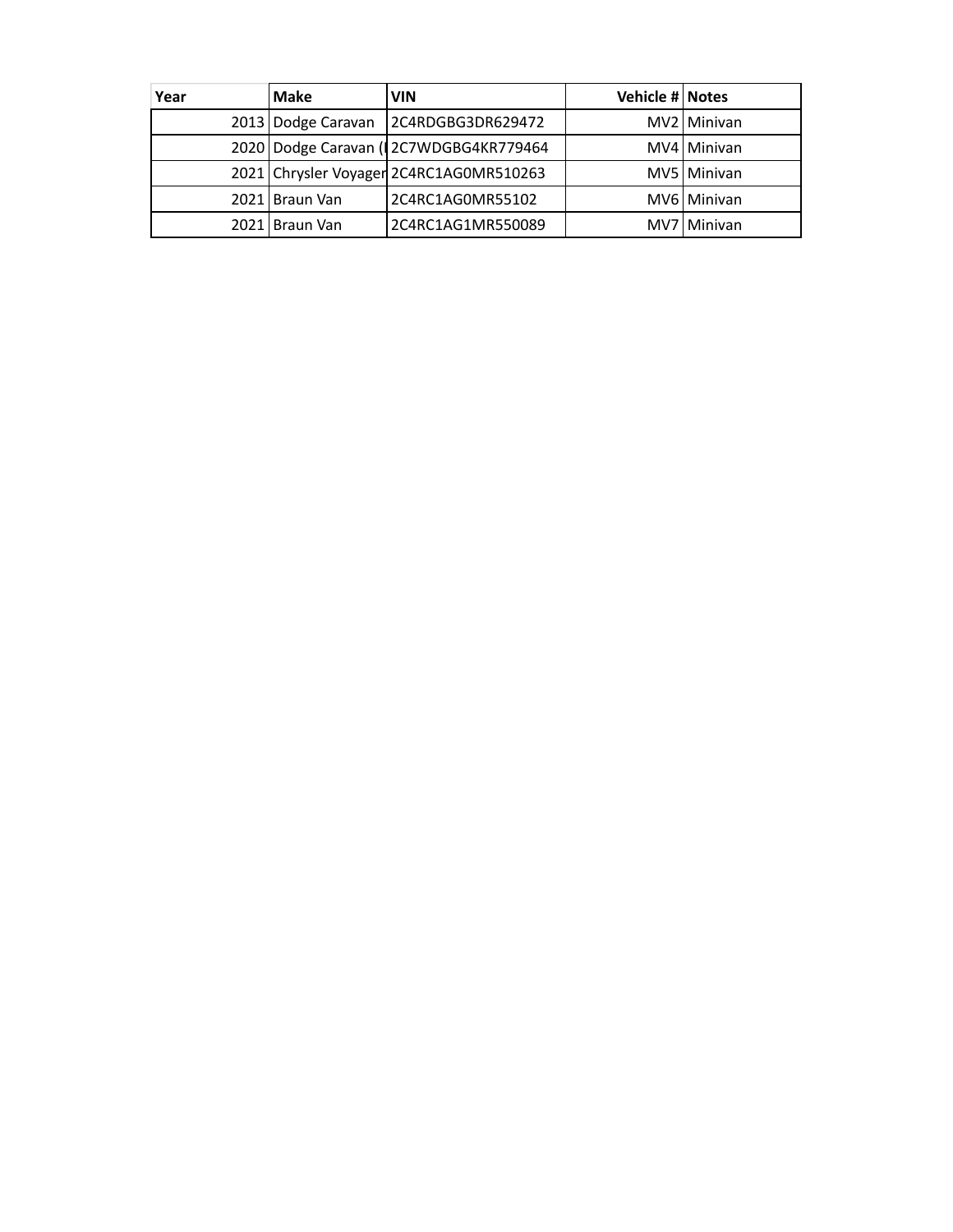| Year | Make | VIN | Vehicle # | Notes |
|---|---|---|---|---|
| 2013 | Dodge Caravan | 2C4RDGBG3DR629472 | MV2 | Minivan |
| 2020 | Dodge Caravan (I | 2C7WDGBG4KR779464 | MV4 | Minivan |
| 2021 | Chrysler Voyager | 2C4RC1AG0MR510263 | MV5 | Minivan |
| 2021 | Braun Van | 2C4RC1AG0MR55102 | MV6 | Minivan |
| 2021 | Braun Van | 2C4RC1AG1MR550089 | MV7 | Minivan |